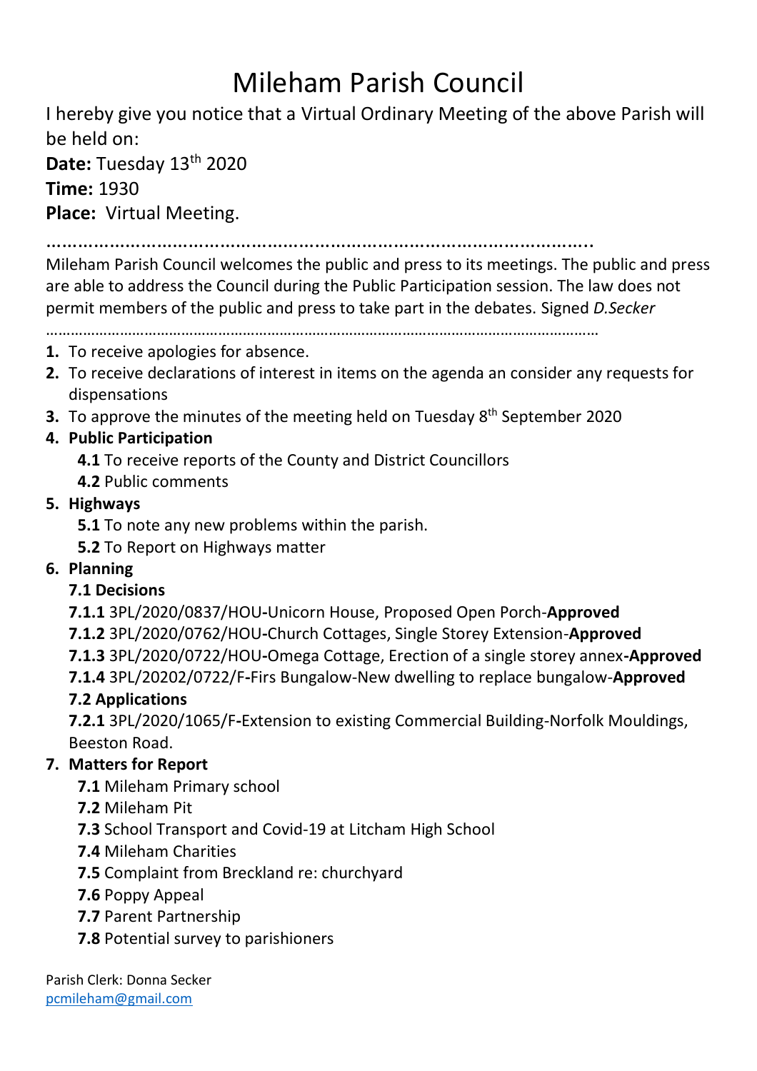# Mileham Parish Council

I hereby give you notice that a Virtual Ordinary Meeting of the above Parish will be held on:

**Date:** Tuesday 13th 2020

**Time:** 1930

**Place:** Virtual Meeting.

…………………………………………………………………………………………..

Mileham Parish Council welcomes the public and press to its meetings. The public and press are able to address the Council during the Public Participation session. The law does not permit members of the public and press to take part in the debates. Signed *D.Secker*

……………………………………………………………………………………………………………………

1. To receive apologies for absence.
2. To receive declarations of interest in items on the agenda an consider any requests for dispensations
3. To approve the minutes of the meeting held on Tuesday 8th September 2020
4. **Public Participation**
   - **4.1** To receive reports of the County and District Councillors
   - **4.2** Public comments
5. **Highways**
   - **5.1** To note any new problems within the parish.
   - **5.2** To Report on Highways matter
6. **Planning**

   **7.1 Decisions**

   **7.1.1** 3PL/2020/0837/HOU-Unicorn House, Proposed Open Porch-**Approved**

   **7.1.2** 3PL/2020/0762/HOU-Church Cottages, Single Storey Extension-**Approved**

   **7.1.3** 3PL/2020/0722/HOU-Omega Cottage, Erection of a single storey annex-**Approved**

   **7.1.4** 3PL/20202/0722/F-Firs Bungalow-New dwelling to replace bungalow-**Approved**

   **7.2 Applications**

   **7.2.1** 3PL/2020/1065/F-Extension to existing Commercial Building-Norfolk Mouldings, Beeston Road.
7. **Matters for Report**
   - **7.1** Mileham Primary school
   - **7.2** Mileham Pit
   - **7.3** School Transport and Covid-19 at Litcham High School
   - **7.4** Mileham Charities
   - **7.5** Complaint from Breckland re: churchyard
   - **7.6** Poppy Appeal
   - **7.7** Parent Partnership
   - **7.8** Potential survey to parishioners

Parish Clerk: Donna Secker
pcmileham@gmail.com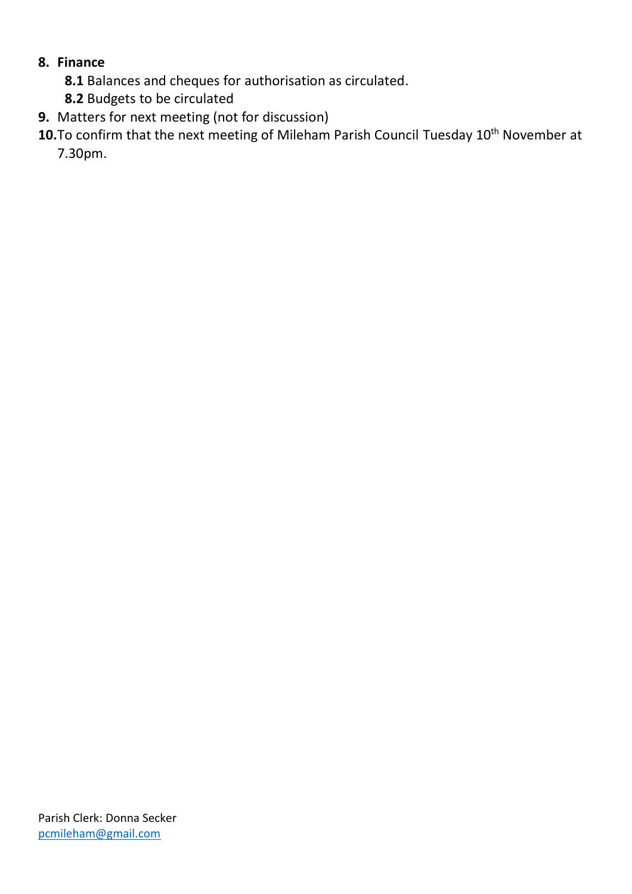8. **Finance**
   - **8.1** Balances and cheques for authorisation as circulated.
   - **8.2** Budgets to be circulated
9. Matters for next meeting (not for discussion)
10. To confirm that the next meeting of Mileham Parish Council Tuesday 10th November at 7.30pm.

Parish Clerk: Donna Secker
pcmileham@gmail.com